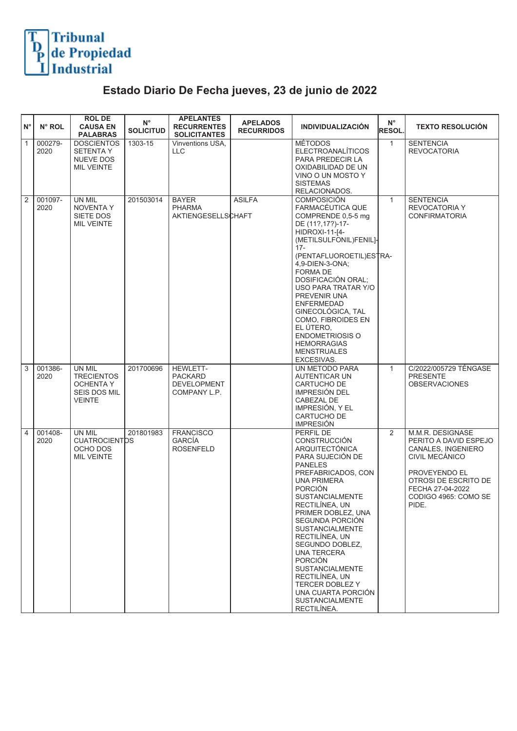Tribunal de Propiedad Industrial

# Estado Diario De Fecha jueves, 23 de junio de 2022

| N° | N° ROL | ROL DE CAUSA EN PALABRAS | N° SOLICITUD | APELANTES RECURRENTES SOLICITANTES | APELADOS RECURRIDOS | INDIVIDUALIZACIÓN | N° RESOL. | TEXTO RESOLUCIÓN |
|---|---|---|---|---|---|---|---|---|
| 1 | 000279-2020 | DOSCIENTOS SETENTA Y NUEVE DOS MIL VEINTE | 1303-15 | Vinventions USA, LLC | | MÉTODOS ELECTROANALÍTICOS PARA PREDECIR LA OXIDABILIDAD DE UN VINO O UN MOSTO Y SISTEMAS RELACIONADOS. | 1 | SENTENCIA REVOCATORIA |
| 2 | 001097-2020 | UN MIL NOVENTA Y SIETE DOS MIL VEINTE | 201503014 | BAYER PHARMA AKTIENGESELLSCHAFT | ASILFA | COMPOSICIÓN FARMACÉUTICA QUE COMPRENDE 0,5-5 mg DE (11?,17?)-17-HIDROXI-11-[4-(METILSULFONIL)FENIL]-17-(PENTAFLUOROETIL)ESTRA-4,9-DIEN-3-ONA; FORMA DE DOSIFICACIÓN ORAL; USO PARA TRATAR Y/O PREVENIR UNA ENFERMEDAD GINECOLÓGICA, TAL COMO, FIBROIDES EN EL ÚTERO, ENDOMETRIOSIS O HEMORRAGIAS MENSTRUALES EXCESIVAS. | 1 | SENTENCIA REVOCATORIA Y CONFIRMATORIA |
| 3 | 001386-2020 | UN MIL TRECIENTOS OCHENTA Y SEIS DOS MIL VEINTE | 201700696 | HEWLETT-PACKARD DEVELOPMENT COMPANY L.P. | | UN METODO PARA AUTENTICAR UN CARTUCHO DE IMPRESIÓN DEL CABEZAL DE IMPRESIÓN, Y EL CARTUCHO DE IMPRESIÓN | 1 | C/2022/005729 TÉNGASE PRESENTE OBSERVACIONES |
| 4 | 001408-2020 | UN MIL CUATROCIENTOS OCHO DOS MIL VEINTE | 201801983 | FRANCISCO GARCÍA ROSENFELD | | PERFIL DE CONSTRUCCIÓN ARQUITECTÓNICA PARA SUJECIÓN DE PANELES PREFABRICADOS, CON UNA PRIMERA PORCIÓN SUSTANCIALMENTE RECTILÍNEA, UN PRIMER DOBLEZ, UNA SEGUNDA PORCIÓN SUSTANCIALMENTE RECTILÍNEA, UN SEGUNDO DOBLEZ, UNA TERCERA PORCIÓN SUSTANCIALMENTE RECTILÍNEA, UN TERCER DOBLEZ Y UNA CUARTA PORCIÓN SUSTANCIALMENTE RECTILÍNEA. | 2 | M.M.R. DESIGNASE PERITO A DAVID ESPEJO CANALES, INGENIERO CIVIL MECÁNICO<br><br>PROVEYENDO EL OTROSI DE ESCRITO DE FECHA 27-04-2022 CODIGO 4965: COMO SE PIDE. |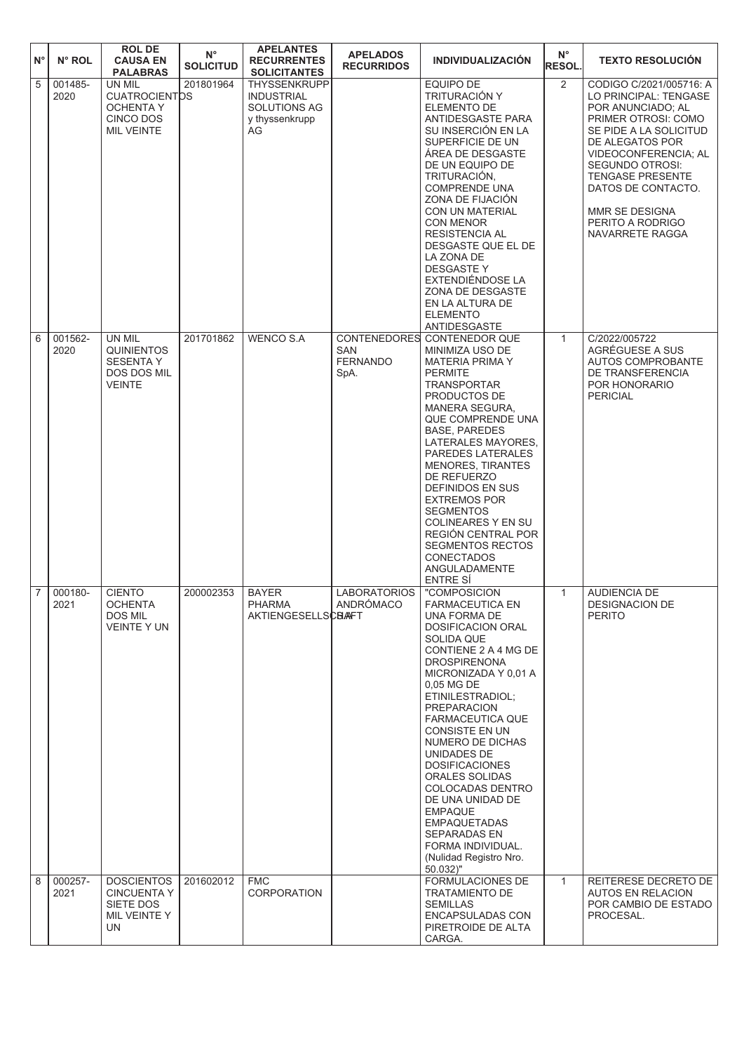| N° | N° ROL | ROL DE CAUSA EN PALABRAS | N° SOLICITUD | APELANTES RECURRENTES SOLICITANTES | APELADOS RECURRIDOS | INDIVIDUALIZACIÓN | N° RESOL. | TEXTO RESOLUCIÓN |
|---|---|---|---|---|---|---|---|---|
| 5 | 001485-2020 | UN MIL CUATROCIENTOS OCHENTA Y CINCO DOS MIL VEINTE | 201801964 | THYSSENKRUPP INDUSTRIAL SOLUTIONS AG y thyssenkrupp AG | | EQUIPO DE TRITURACIÓN Y ELEMENTO DE ANTIDESGASTE PARA SU INSERCIÓN EN LA SUPERFICIE DE UN ÁREA DE DESGASTE DE UN EQUIPO DE TRITURACIÓN, COMPRENDE UNA ZONA DE FIJACIÓN CON UN MATERIAL CON MENOR RESISTENCIA AL DESGASTE QUE EL DE LA ZONA DE DESGASTE Y EXTENDIÉNDOSE LA ZONA DE DESGASTE EN LA ALTURA DE ELEMENTO ANTIDESGASTE | 2 | CODIGO C/2021/005716: A LO PRINCIPAL: TENGASE POR ANUNCIADO; AL PRIMER OTROSI: COMO SE PIDE A LA SOLICITUD DE ALEGATOS POR VIDEOCONFERENCIA; AL SEGUNDO OTROSI: TENGASE PRESENTE DATOS DE CONTACTO. MMR SE DESIGNA PERITO A RODRIGO NAVARRETE RAGGA |
| 6 | 001562-2020 | UN MIL QUINIENTOS SESENTA Y DOS DOS MIL VEINTE | 201701862 | WENCO S.A | CONTENEDORES SAN FERNANDO SpA. | CONTENEDOR QUE MINIMIZA USO DE MATERIA PRIMA Y PERMITE TRANSPORTAR PRODUCTOS DE MANERA SEGURA, QUE COMPRENDE UNA BASE, PAREDES LATERALES MAYORES, PAREDES LATERALES MENORES, TIRANTES DE REFUERZO DEFINIDOS EN SUS EXTREMOS POR SEGMENTOS COLINEARES Y EN SU REGIÓN CENTRAL POR SEGMENTOS RECTOS CONECTADOS ANGULADAMENTE ENTRE SÍ | 1 | C/2022/005722 AGRÉGUESE A SUS AUTOS COMPROBANTE DE TRANSFERENCIA POR HONORARIO PERICIAL |
| 7 | 000180-2021 | CIENTO OCHENTA DOS MIL VEINTE Y UN | 200002353 | BAYER PHARMA AKTIENGESELLSCHAFT | LABORATORIOS ANDRÓMACO S.A. | "COMPOSICION FARMACEUTICA EN UNA FORMA DE DOSIFICACION ORAL SOLIDA QUE CONTIENE 2 A 4 MG DE DROSPIRENONA MICRONIZADA Y 0,01 A 0,05 MG DE ETINILESTRADIOL; PREPARACION FARMACEUTICA QUE CONSISTE EN UN NUMERO DE DICHAS UNIDADES DE DOSIFICACIONES ORALES SOLIDAS COLOCADAS DENTRO DE UNA UNIDAD DE EMPAQUE EMPAQUETADAS SEPARADAS EN FORMA INDIVIDUAL. (Nulidad Registro Nro. 50.032)" | 1 | AUDIENCIA DE DESIGNACION DE PERITO |
| 8 | 000257-2021 | DOSCIENTOS CINCUENTA Y SIETE DOS MIL VEINTE Y UN | 201602012 | FMC CORPORATION | | FORMULACIONES DE TRATAMIENTO DE SEMILLAS ENCAPSULADAS CON PIRETROIDE DE ALTA CARGA. | 1 | REITERESE DECRETO DE AUTOS EN RELACION POR CAMBIO DE ESTADO PROCESAL. |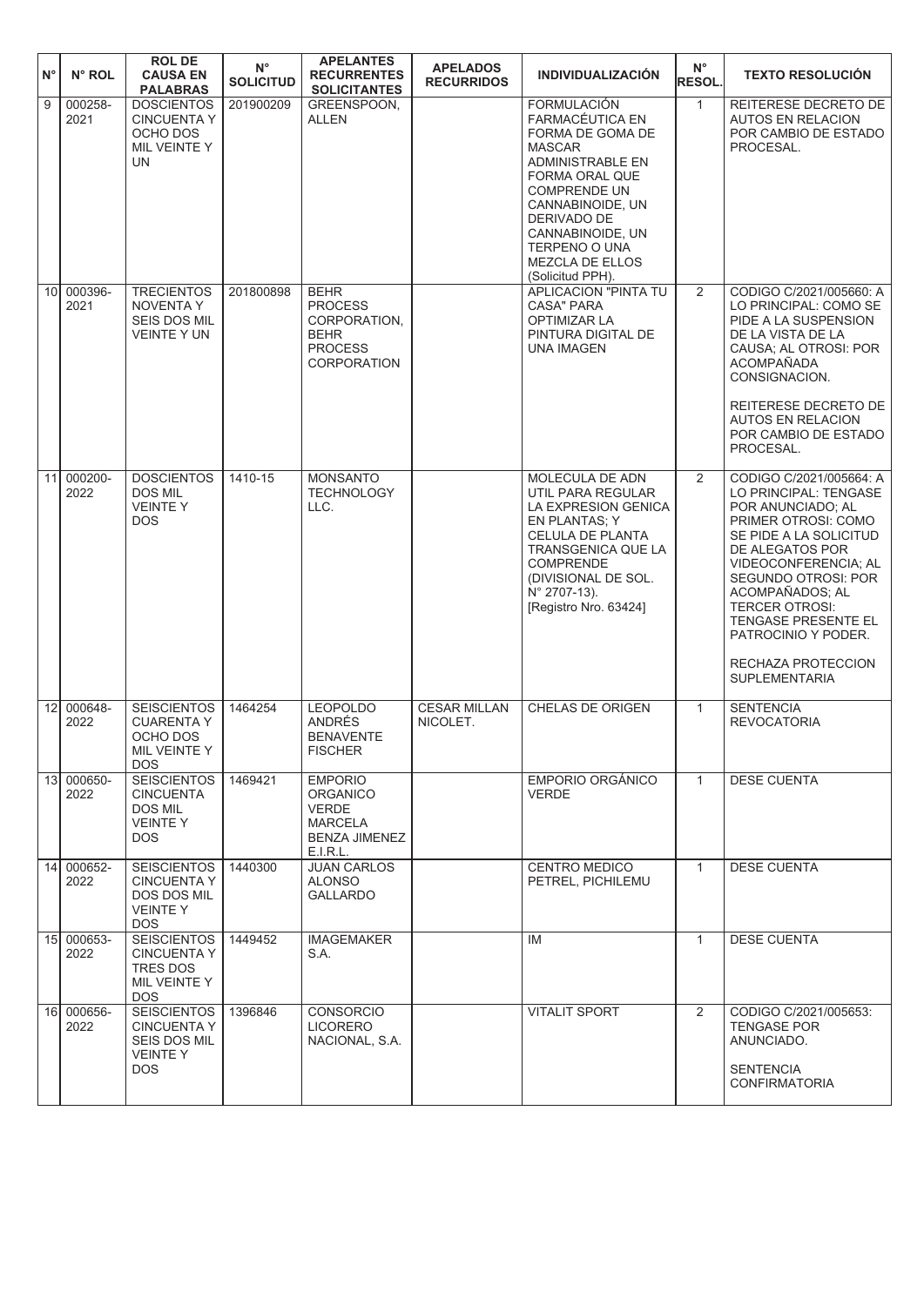| N° | N° ROL | ROL DE CAUSA EN PALABRAS | N° SOLICITUD | APELANTES RECURRENTES SOLICITANTES | APELADOS RECURRIDOS | INDIVIDUALIZACIÓN | N° RESOL. | TEXTO RESOLUCIÓN |
|---|---|---|---|---|---|---|---|---|
| 9 | 000258-2021 | DOSCIENTOS CINCUENTA Y OCHO DOS MIL VEINTE Y UN | 201900209 | GREENSPOON, ALLEN | | FORMULACIÓN FARMACÉUTICA EN FORMA DE GOMA DE MASCAR ADMINISTRABLE EN FORMA ORAL QUE COMPRENDE UN CANNABINOIDE, UN DERIVADO DE CANNABINOIDE, UN TERPENO O UNA MEZCLA DE ELLOS (Solicitud PPH). | 1 | REITERESE DECRETO DE AUTOS EN RELACION POR CAMBIO DE ESTADO PROCESAL. |
| 10 | 000396-2021 | TRECIENTOS NOVENTA Y SEIS DOS MIL VEINTE Y UN | 201800898 | BEHR PROCESS CORPORATION, BEHR PROCESS CORPORATION | | APLICACION "PINTA TU CASA" PARA OPTIMIZAR LA PINTURA DIGITAL DE UNA IMAGEN | 2 | CODIGO C/2021/005660: A LO PRINCIPAL: COMO SE PIDE A LA SUSPENSION DE LA VISTA DE LA CAUSA; AL OTROSI: POR ACOMPAÑADA CONSIGNACION.<br><br>REITERESE DECRETO DE AUTOS EN RELACION POR CAMBIO DE ESTADO PROCESAL. |
| 11 | 000200-2022 | DOSCIENTOS DOS MIL VEINTE Y DOS | 1410-15 | MONSANTO TECHNOLOGY LLC. | | MOLECULA DE ADN UTIL PARA REGULAR LA EXPRESION GENICA EN PLANTAS; Y CELULA DE PLANTA TRANSGENICA QUE LA COMPRENDE (DIVISIONAL DE SOL. N° 2707-13). [Registro Nro. 63424] | 2 | CODIGO C/2021/005664: A LO PRINCIPAL: TENGASE POR ANUNCIADO; AL PRIMER OTROSI: COMO SE PIDE A LA SOLICITUD DE ALEGATOS POR VIDEOCONFERENCIA; AL SEGUNDO OTROSI: POR ACOMPAÑADOS; AL TERCER OTROSI: TENGASE PRESENTE EL PATROCINIO Y PODER.<br><br>RECHAZA PROTECCION SUPLEMENTARIA |
| 12 | 000648-2022 | SEISCIENTOS CUARENTA Y OCHO DOS MIL VEINTE Y DOS | 1464254 | LEOPOLDO ANDRÉS BENAVENTE FISCHER | CESAR MILLAN NICOLET. | CHELAS DE ORIGEN | 1 | SENTENCIA REVOCATORIA |
| 13 | 000650-2022 | SEISCIENTOS CINCUENTA DOS MIL VEINTE Y DOS | 1469421 | EMPORIO ORGANICO VERDE MARCELA BENZA JIMENEZ E.I.R.L. | | EMPORIO ORGÁNICO VERDE | 1 | DESE CUENTA |
| 14 | 000652-2022 | SEISCIENTOS CINCUENTA Y DOS DOS MIL VEINTE Y DOS | 1440300 | JUAN CARLOS ALONSO GALLARDO | | CENTRO MEDICO PETREL, PICHILEMU | 1 | DESE CUENTA |
| 15 | 000653-2022 | SEISCIENTOS CINCUENTA Y TRES DOS MIL VEINTE Y DOS | 1449452 | IMAGEMAKER S.A. | | IM | 1 | DESE CUENTA |
| 16 | 000656-2022 | SEISCIENTOS CINCUENTA Y SEIS DOS MIL VEINTE Y DOS | 1396846 | CONSORCIO LICORERO NACIONAL, S.A. | | VITALIT SPORT | 2 | CODIGO C/2021/005653: TENGASE POR ANUNCIADO.<br><br>SENTENCIA CONFIRMATORIA |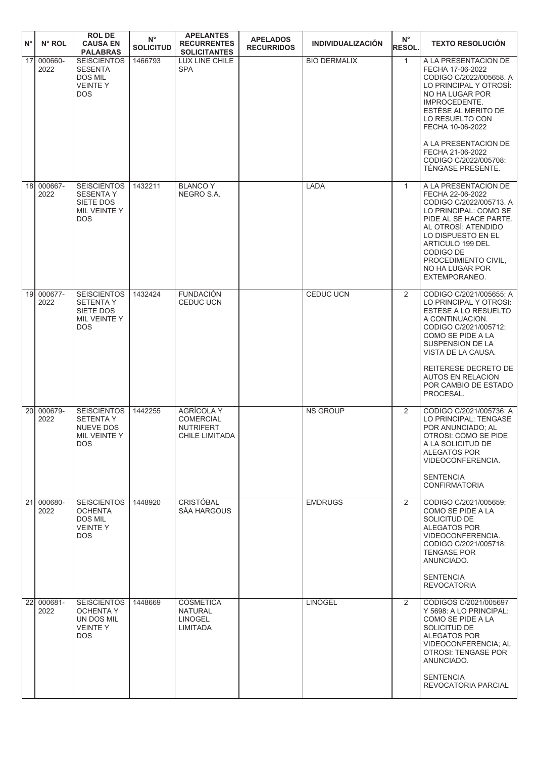| N° | N° ROL | ROL DE CAUSA EN PALABRAS | N° SOLICITUD | APELANTES RECURRENTES SOLICITANTES | APELADOS RECURRIDOS | INDIVIDUALIZACIÓN | N° RESOL. | TEXTO RESOLUCIÓN |
|---|---|---|---|---|---|---|---|---|
| 17 | 000660-2022 | SEISCIENTOS SESENTA DOS MIL VEINTE Y DOS | 1466793 | LUX LINE CHILE SPA | | BIO DERMALIX | 1 | A LA PRESENTACION DE FECHA 17-06-2022 CODIGO C/2022/005658. A LO PRINCIPAL Y OTROSÍ: NO HA LUGAR POR IMPROCEDENTE. ESTÉSE AL MERITO DE LO RESUELTO CON FECHA 10-06-2022<br><br>A LA PRESENTACION DE FECHA 21-06-2022 CODIGO C/2022/005708: TÉNGASE PRESENTE. |
| 18 | 000667-2022 | SEISCIENTOS SESENTA Y SIETE DOS MIL VEINTE Y DOS | 1432211 | BLANCO Y NEGRO S.A. | | LADA | 1 | A LA PRESENTACION DE FECHA 22-06-2022 CODIGO C/2022/005713. A LO PRINCIPAL: COMO SE PIDE AL SE HACE PARTE. AL OTROSÍ: ATENDIDO LO DISPUESTO EN EL ARTICULO 199 DEL CODIGO DE PROCEDIMIENTO CIVIL, NO HA LUGAR POR EXTEMPORANEO. |
| 19 | 000677-2022 | SEISCIENTOS SETENTA Y SIETE DOS MIL VEINTE Y DOS | 1432424 | FUNDACIÓN CEDUC UCN | | CEDUC UCN | 2 | CODIGO C/2021/005655: A LO PRINCIPAL Y OTROSI: ESTESE A LO RESUELTO A CONTINUACION. CODIGO C/2021/005712: COMO SE PIDE A LA SUSPENSION DE LA VISTA DE LA CAUSA.<br><br>REITERESE DECRETO DE AUTOS EN RELACION POR CAMBIO DE ESTADO PROCESAL. |
| 20 | 000679-2022 | SEISCIENTOS SETENTA Y NUEVE DOS MIL VEINTE Y DOS | 1442255 | AGRÍCOLA Y COMERCIAL NUTRIFERT CHILE LIMITADA | | NS GROUP | 2 | CODIGO C/2021/005736: A LO PRINCIPAL: TENGASE POR ANUNCIADO; AL OTROSI: COMO SE PIDE A LA SOLICITUD DE ALEGATOS POR VIDEOCONFERENCIA.<br><br>SENTENCIA CONFIRMATORIA |
| 21 | 000680-2022 | SEISCIENTOS OCHENTA DOS MIL VEINTE Y DOS | 1448920 | CRISTÓBAL SÁA HARGOUS | | EMDRUGS | 2 | CODIGO C/2021/005659: COMO SE PIDE A LA SOLICITUD DE ALEGATOS POR VIDEOCONFERENCIA. CODIGO C/2021/005718: TENGASE POR ANUNCIADO.<br><br>SENTENCIA REVOCATORIA |
| 22 | 000681-2022 | SEISCIENTOS OCHENTA Y UN DOS MIL VEINTE Y DOS | 1448669 | COSMETICA NATURAL LINOGEL LIMITADA | | LINOGEL | 2 | CODIGOS C/2021/005697 Y 5698: A LO PRINCIPAL: COMO SE PIDE A LA SOLICITUD DE ALEGATOS POR VIDEOCONFERENCIA; AL OTROSI: TENGASE POR ANUNCIADO.<br><br>SENTENCIA REVOCATORIA PARCIAL |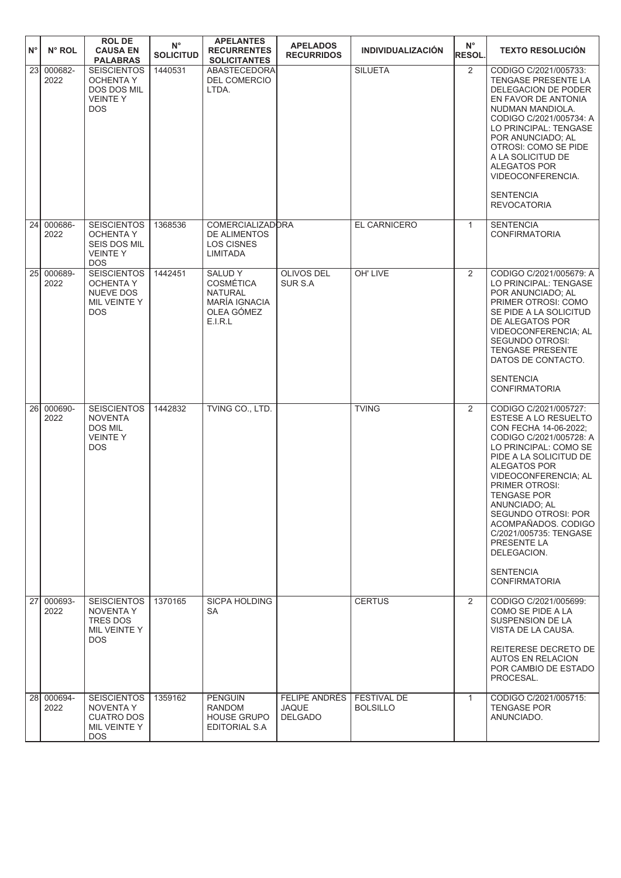| N° | N° ROL | ROL DE CAUSA EN PALABRAS | N° SOLICITUD | APELANTES RECURRENTES SOLICITANTES | APELADOS RECURRIDOS | INDIVIDUALIZACIÓN | N° RESOL. | TEXTO RESOLUCIÓN |
|---|---|---|---|---|---|---|---|---|
| 23 | 000682-2022 | SEISCIENTOS OCHENTA Y DOS DOS MIL VEINTE Y DOS | 1440531 | ABASTECEDORA DEL COMERCIO LTDA. | | SILUETA | 2 | CODIGO C/2021/005733: TENGASE PRESENTE LA DELEGACION DE PODER EN FAVOR DE ANTONIA NUDMAN MANDIOLA. CODIGO C/2021/005734: A LO PRINCIPAL: TENGASE POR ANUNCIADO; AL OTROSI: COMO SE PIDE A LA SOLICITUD DE ALEGATOS POR VIDEOCONFERENCIA.<br><br>SENTENCIA REVOCATORIA |
| 24 | 000686-2022 | SEISCIENTOS OCHENTA Y SEIS DOS MIL VEINTE Y DOS | 1368536 | COMERCIALIZADORA DE ALIMENTOS LOS CISNES LIMITADA | | EL CARNICERO | 1 | SENTENCIA CONFIRMATORIA |
| 25 | 000689-2022 | SEISCIENTOS OCHENTA Y NUEVE DOS MIL VEINTE Y DOS | 1442451 | SALUD Y COSMÉTICA NATURAL MARÍA IGNACIA OLEA GÓMEZ E.I.R.L | OLIVOS DEL SUR S.A | OH' LIVE | 2 | CODIGO C/2021/005679: A LO PRINCIPAL: TENGASE POR ANUNCIADO; AL PRIMER OTROSI: COMO SE PIDE A LA SOLICITUD DE ALEGATOS POR VIDEOCONFERENCIA; AL SEGUNDO OTROSI: TENGASE PRESENTE DATOS DE CONTACTO.<br><br>SENTENCIA CONFIRMATORIA |
| 26 | 000690-2022 | SEISCIENTOS NOVENTA DOS MIL VEINTE Y DOS | 1442832 | TVING CO., LTD. | | TVING | 2 | CODIGO C/2021/005727: ESTESE A LO RESUELTO CON FECHA 14-06-2022; CODIGO C/2021/005728: A LO PRINCIPAL: COMO SE PIDE A LA SOLICITUD DE ALEGATOS POR VIDEOCONFERENCIA; AL PRIMER OTROSI: TENGASE POR ANUNCIADO; AL SEGUNDO OTROSI: POR ACOMPAÑADOS. CODIGO C/2021/005735: TENGASE PRESENTE LA DELEGACION.<br><br>SENTENCIA CONFIRMATORIA |
| 27 | 000693-2022 | SEISCIENTOS NOVENTA Y TRES DOS MIL VEINTE Y DOS | 1370165 | SICPA HOLDING SA | | CERTUS | 2 | CODIGO C/2021/005699: COMO SE PIDE A LA SUSPENSION DE LA VISTA DE LA CAUSA.<br><br>REITERESE DECRETO DE AUTOS EN RELACION POR CAMBIO DE ESTADO PROCESAL. |
| 28 | 000694-2022 | SEISCIENTOS NOVENTA Y CUATRO DOS MIL VEINTE Y DOS | 1359162 | PENGUIN RANDOM HOUSE GRUPO EDITORIAL S.A | FELIPE ANDRÉS JAQUE DELGADO | FESTIVAL DE BOLSILLO | 1 | CODIGO C/2021/005715: TENGASE POR ANUNCIADO. |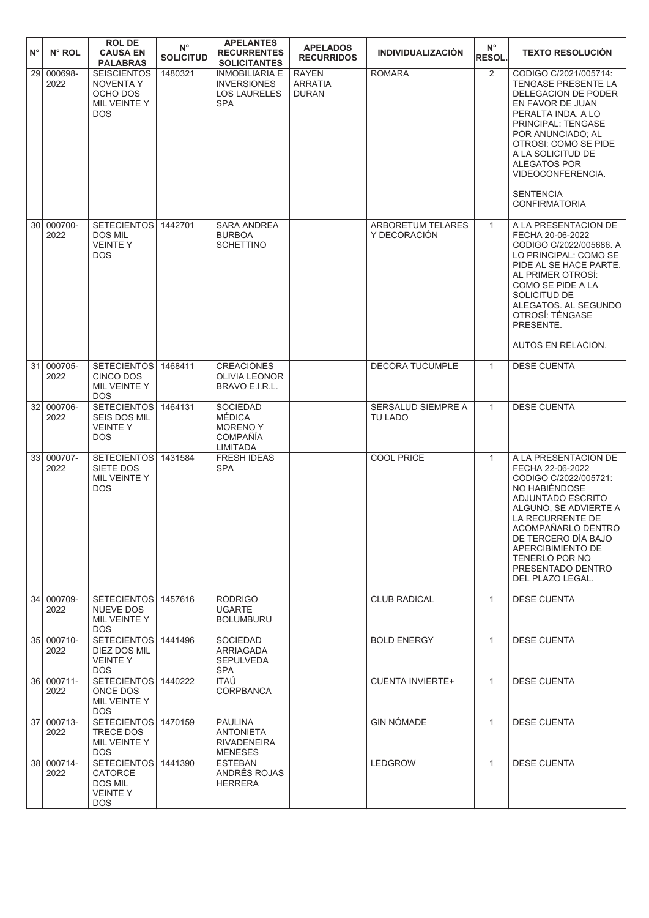| N° | N° ROL | ROL DE CAUSA EN PALABRAS | N° SOLICITUD | APELANTES RECURRENTES SOLICITANTES | APELADOS RECURRIDOS | INDIVIDUALIZACIÓN | N° RESOL. | TEXTO RESOLUCIÓN |
|---|---|---|---|---|---|---|---|---|
| 29 | 000698-2022 | SEISCIENTOS NOVENTA Y OCHO DOS MIL VEINTE Y DOS | 1480321 | INMOBILIARIA E INVERSIONES LOS LAURELES SPA | RAYEN ARRATIA DURAN | ROMARA | 2 | CODIGO C/2021/005714: TENGASE PRESENTE LA DELEGACION DE PODER EN FAVOR DE JUAN PERALTA INDA. A LO PRINCIPAL: TENGASE POR ANUNCIADO; AL OTROSI: COMO SE PIDE A LA SOLICITUD DE ALEGATOS POR VIDEOCONFERENCIA. SENTENCIA CONFIRMATORIA |
| 30 | 000700-2022 | SETECIENTOS DOS MIL VEINTE Y DOS | 1442701 | SARA ANDREA BURBOA SCHETTINO | | ARBORETUM TELARES Y DECORACIÓN | 1 | A LA PRESENTACION DE FECHA 20-06-2022 CODIGO C/2022/005686. A LO PRINCIPAL: COMO SE PIDE AL SE HACE PARTE. AL PRIMER OTROSÍ: COMO SE PIDE A LA SOLICITUD DE ALEGATOS. AL SEGUNDO OTROSÍ: TÉNGASE PRESENTE. AUTOS EN RELACION. |
| 31 | 000705-2022 | SETECIENTOS CINCO DOS MIL VEINTE Y DOS | 1468411 | CREACIONES OLIVIA LEONOR BRAVO E.I.R.L. | | DECORA TUCUMPLE | 1 | DESE CUENTA |
| 32 | 000706-2022 | SETECIENTOS SEIS DOS MIL VEINTE Y DOS | 1464131 | SOCIEDAD MÉDICA MORENO Y COMPAÑÍA LIMITADA | | SERSALUD SIEMPRE A TU LADO | 1 | DESE CUENTA |
| 33 | 000707-2022 | SETECIENTOS SIETE DOS MIL VEINTE Y DOS | 1431584 | FRESH IDEAS SPA | | COOL PRICE | 1 | A LA PRESENTACION DE FECHA 22-06-2022 CODIGO C/2022/005721: NO HABIÉNDOSE ADJUNTADO ESCRITO ALGUNO, SE ADVIERTE A LA RECURRENTE DE ACOMPAÑARLO DENTRO DE TERCERO DÍA BAJO APERCIBIMIENTO DE TENERLO POR NO PRESENTADO DENTRO DEL PLAZO LEGAL. |
| 34 | 000709-2022 | SETECIENTOS NUEVE DOS MIL VEINTE Y DOS | 1457616 | RODRIGO UGARTE BOLUMBURU | | CLUB RADICAL | 1 | DESE CUENTA |
| 35 | 000710-2022 | SETECIENTOS DIEZ DOS MIL VEINTE Y DOS | 1441496 | SOCIEDAD ARRIAGADA SEPULVEDA SPA | | BOLD ENERGY | 1 | DESE CUENTA |
| 36 | 000711-2022 | SETECIENTOS ONCE DOS MIL VEINTE Y DOS | 1440222 | ITAÚ CORPBANCA | | CUENTA INVIERTE+ | 1 | DESE CUENTA |
| 37 | 000713-2022 | SETECIENTOS TRECE DOS MIL VEINTE Y DOS | 1470159 | PAULINA ANTONIETA RIVADENEIRA MENESES | | GIN NÓMADE | 1 | DESE CUENTA |
| 38 | 000714-2022 | SETECIENTOS CATORCE DOS MIL VEINTE Y DOS | 1441390 | ESTEBAN ANDRÉS ROJAS HERRERA | | LEDGROW | 1 | DESE CUENTA |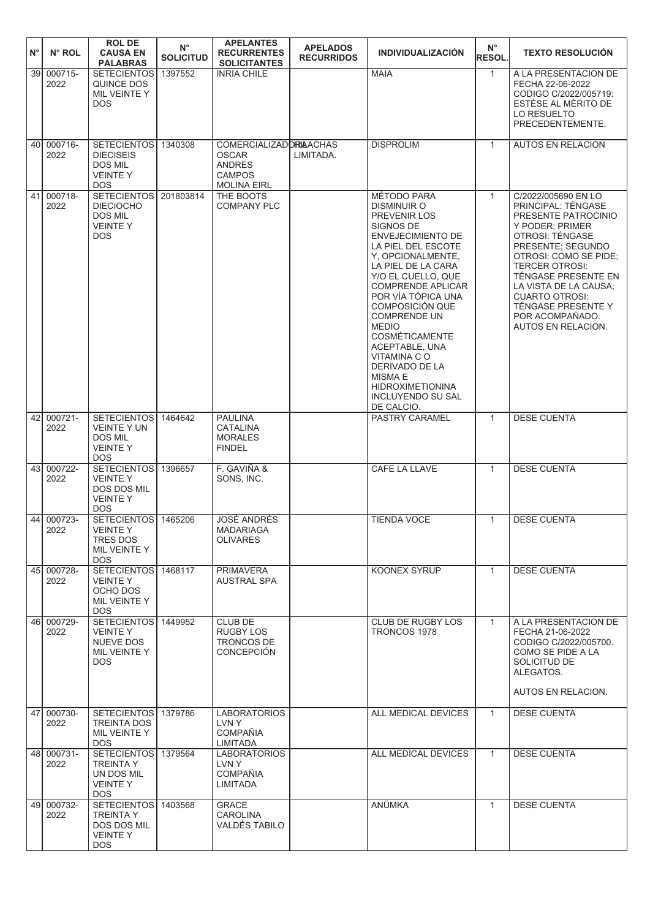| N° | N° ROL | ROL DE CAUSA EN PALABRAS | N° SOLICITUD | APELANTES RECURRENTES SOLICITANTES | APELADOS RECURRIDOS | INDIVIDUALIZACIÓN | N° RESOL. | TEXTO RESOLUCIÓN |
|---|---|---|---|---|---|---|---|---|
| 39 | 000715-2022 | SETECIENTOS QUINCE DOS MIL VEINTE Y DOS | 1397552 | INRIA CHILE | | MAIA | 1 | A LA PRESENTACION DE FECHA 22-06-2022 CODIGO C/2022/005719: ESTÉSE AL MÉRITO DE LO RESUELTO PRECEDENTEMENTE. |
| 40 | 000716-2022 | SETECIENTOS DIECISEIS DOS MIL VEINTE Y DOS | 1340308 | COMERCIALIZADORA OSCAR ANDRES CAMPOS MOLINA EIRL | RIACHAS LIMITADA. | DISPROLIM | 1 | AUTOS EN RELACION |
| 41 | 000718-2022 | SETECIENTOS DIECIOCHO DOS MIL VEINTE Y DOS | 201803814 | THE BOOTS COMPANY PLC | | MÉTODO PARA DISMINUIR O PREVENIR LOS SIGNOS DE ENVEJECIMIENTO DE LA PIEL DEL ESCOTE Y, OPCIONALMENTE, LA PIEL DE LA CARA Y/O EL CUELLO, QUE COMPRENDE APLICAR POR VÍA TÓPICA UNA COMPOSICIÓN QUE COMPRENDE UN MEDIO COSMÉTICAMENTE ACEPTABLE, UNA VITAMINA C O DERIVADO DE LA MISMA E HIDROXIMETIONINA INCLUYENDO SU SAL DE CALCIO. | 1 | C/2022/005690 EN LO PRINCIPAL: TÉNGASE PRESENTE PATROCINIO Y PODER; PRIMER OTROSI: TÉNGASE PRESENTE; SEGUNDO OTROSI: COMO SE PIDE; TERCER OTROSI: TÉNGASE PRESENTE EN LA VISTA DE LA CAUSA; CUARTO OTROSI: TÉNGASE PRESENTE Y POR ACOMPAÑADO. AUTOS EN RELACION. |
| 42 | 000721-2022 | SETECIENTOS VEINTE Y UN DOS MIL VEINTE Y DOS | 1464642 | PAULINA CATALINA MORALES FINDEL | | PASTRY CARAMEL | 1 | DESE CUENTA |
| 43 | 000722-2022 | SETECIENTOS VEINTE Y DOS DOS MIL VEINTE Y DOS | 1396657 | F. GAVIÑA & SONS, INC. | | CAFE LA LLAVE | 1 | DESE CUENTA |
| 44 | 000723-2022 | SETECIENTOS VEINTE Y TRES DOS MIL VEINTE Y DOS | 1465206 | JOSÉ ANDRÉS MADARIAGA OLIVARES | | TIENDA VOCE | 1 | DESE CUENTA |
| 45 | 000728-2022 | SETECIENTOS VEINTE Y OCHO DOS MIL VEINTE Y DOS | 1468117 | PRIMAVERA AUSTRAL SPA | | KOONEX SYRUP | 1 | DESE CUENTA |
| 46 | 000729-2022 | SETECIENTOS VEINTE Y NUEVE DOS MIL VEINTE Y DOS | 1449952 | CLUB DE RUGBY LOS TRONCOS DE CONCEPCIÓN | | CLUB DE RUGBY LOS TRONCOS 1978 | 1 | A LA PRESENTACION DE FECHA 21-06-2022 CODIGO C/2022/005700. COMO SE PIDE A LA SOLICITUD DE ALEGATOS. AUTOS EN RELACION. |
| 47 | 000730-2022 | SETECIENTOS TREINTA DOS MIL VEINTE Y DOS | 1379786 | LABORATORIOS LVN Y COMPAÑIA LIMITADA | | ALL MEDICAL DEVICES | 1 | DESE CUENTA |
| 48 | 000731-2022 | SETECIENTOS TREINTA Y UN DOS MIL VEINTE Y DOS | 1379564 | LABORATORIOS LVN Y COMPAÑIA LIMITADA | | ALL MEDICAL DEVICES | 1 | DESE CUENTA |
| 49 | 000732-2022 | SETECIENTOS TREINTA Y DOS DOS MIL VEINTE Y DOS | 1403568 | GRACE CAROLINA VALDÉS TABILO | | ANÜMKA | 1 | DESE CUENTA |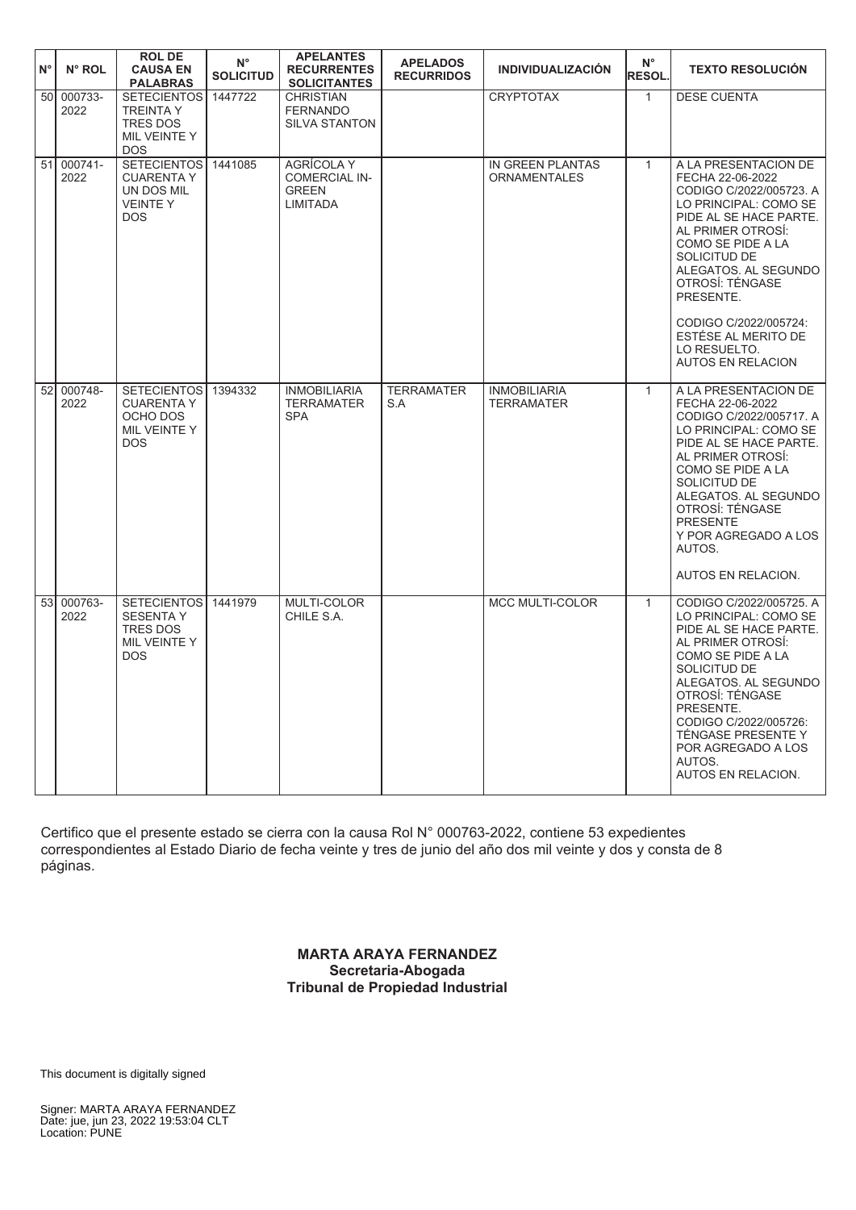| N° | N° ROL | ROL DE CAUSA EN PALABRAS | N° SOLICITUD | APELANTES RECURRENTES SOLICITANTES | APELADOS RECURRIDOS | INDIVIDUALIZACIÓN | N° RESOL. | TEXTO RESOLUCIÓN |
|---|---|---|---|---|---|---|---|---|
| 50 | 000733-2022 | SETECIENTOS TREINTA Y TRES DOS MIL VEINTE Y DOS | 1447722 | CHRISTIAN FERNANDO SILVA STANTON | | CRYPTOTAX | 1 | DESE CUENTA |
| 51 | 000741-2022 | SETECIENTOS CUARENTA Y UN DOS MIL VEINTE Y DOS | 1441085 | AGRÍCOLA Y COMERCIAL IN-GREEN LIMITADA | | IN GREEN PLANTAS ORNAMENTALES | 1 | A LA PRESENTACION DE FECHA 22-06-2022 CODIGO C/2022/005723. A LO PRINCIPAL: COMO SE PIDE AL SE HACE PARTE. AL PRIMER OTROSÍ: COMO SE PIDE A LA SOLICITUD DE ALEGATOS. AL SEGUNDO OTROSÍ: TÉNGASE PRESENTE. CODIGO C/2022/005724: ESTÉSE AL MERITO DE LO RESUELTO. AUTOS EN RELACION |
| 52 | 000748-2022 | SETECIENTOS CUARENTA Y OCHO DOS MIL VEINTE Y DOS | 1394332 | INMOBILIARIA TERRAMATER SPA | TERRAMATER S.A | INMOBILIARIA TERRAMATER | 1 | A LA PRESENTACION DE FECHA 22-06-2022 CODIGO C/2022/005717. A LO PRINCIPAL: COMO SE PIDE AL SE HACE PARTE. AL PRIMER OTROSÍ: COMO SE PIDE A LA SOLICITUD DE ALEGATOS. AL SEGUNDO OTROSÍ: TÉNGASE PRESENTE Y POR AGREGADO A LOS AUTOS. AUTOS EN RELACION. |
| 53 | 000763-2022 | SETECIENTOS SESENTA Y TRES DOS MIL VEINTE Y DOS | 1441979 | MULTI-COLOR CHILE S.A. | | MCC MULTI-COLOR | 1 | CODIGO C/2022/005725. A LO PRINCIPAL: COMO SE PIDE AL SE HACE PARTE. AL PRIMER OTROSÍ: COMO SE PIDE A LA SOLICITUD DE ALEGATOS. AL SEGUNDO OTROSÍ: TÉNGASE PRESENTE. CODIGO C/2022/005726: TÉNGASE PRESENTE Y POR AGREGADO A LOS AUTOS. AUTOS EN RELACION. |

Certifico que el presente estado se cierra con la causa Rol N° 000763-2022, contiene 53 expedientes correspondientes al Estado Diario de fecha veinte y tres de junio del año dos mil veinte y dos y consta de 8 páginas.

**MARTA ARAYA FERNANDEZ**
**Secretaria-Abogada**
**Tribunal de Propiedad Industrial**

This document is digitally signed

Signer: MARTA ARAYA FERNANDEZ
Date: jue, jun 23, 2022 19:53:04 CLT
Location: PUNE